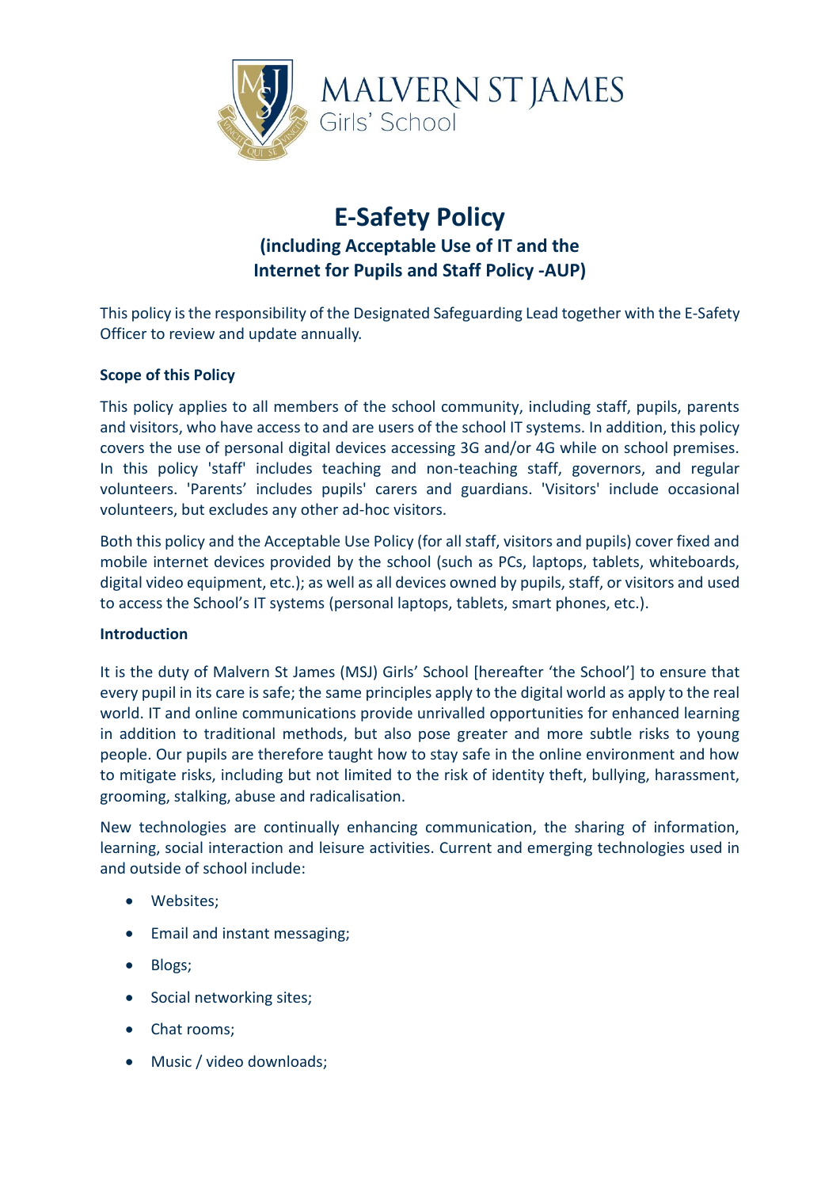MALVERN ST JAMES
Girls' School

# E-Safety Policy

## (including Acceptable Use of IT and the Internet for Pupils and Staff Policy -AUP)

This policy is the responsibility of the Designated Safeguarding Lead together with the E-Safety Officer to review and update annually.

**Scope of this Policy**

This policy applies to all members of the school community, including staff, pupils, parents and visitors, who have access to and are users of the school IT systems. In addition, this policy covers the use of personal digital devices accessing 3G and/or 4G while on school premises. In this policy 'staff' includes teaching and non-teaching staff, governors, and regular volunteers. 'Parents' includes pupils' carers and guardians. 'Visitors' include occasional volunteers, but excludes any other ad-hoc visitors.

Both this policy and the Acceptable Use Policy (for all staff, visitors and pupils) cover fixed and mobile internet devices provided by the school (such as PCs, laptops, tablets, whiteboards, digital video equipment, etc.); as well as all devices owned by pupils, staff, or visitors and used to access the School's IT systems (personal laptops, tablets, smart phones, etc.).

**Introduction**

It is the duty of Malvern St James (MSJ) Girls' School [hereafter 'the School'] to ensure that every pupil in its care is safe; the same principles apply to the digital world as apply to the real world. IT and online communications provide unrivalled opportunities for enhanced learning in addition to traditional methods, but also pose greater and more subtle risks to young people. Our pupils are therefore taught how to stay safe in the online environment and how to mitigate risks, including but not limited to the risk of identity theft, bullying, harassment, grooming, stalking, abuse and radicalisation.

New technologies are continually enhancing communication, the sharing of information, learning, social interaction and leisure activities. Current and emerging technologies used in and outside of school include:

- Websites;
- Email and instant messaging;
- Blogs;
- Social networking sites;
- Chat rooms;
- Music / video downloads;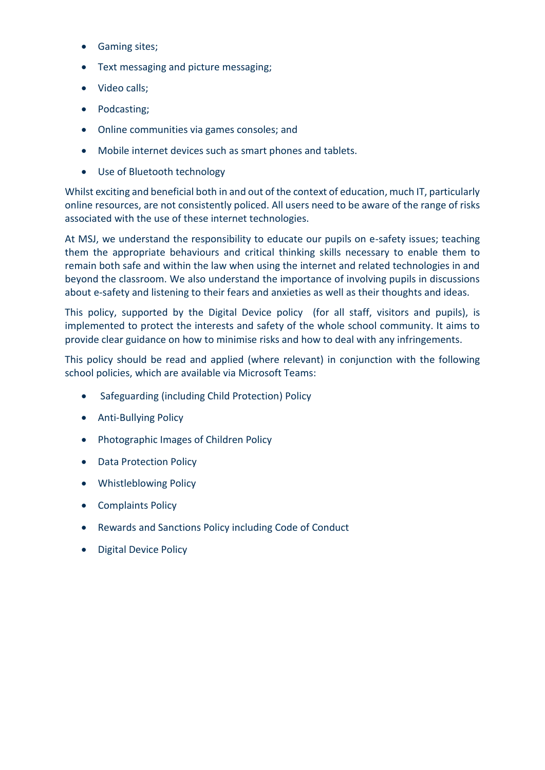- Gaming sites;
- Text messaging and picture messaging;
- Video calls;
- Podcasting;
- Online communities via games consoles; and
- Mobile internet devices such as smart phones and tablets.
- Use of Bluetooth technology

Whilst exciting and beneficial both in and out of the context of education, much IT, particularly online resources, are not consistently policed. All users need to be aware of the range of risks associated with the use of these internet technologies.

At MSJ, we understand the responsibility to educate our pupils on e-safety issues; teaching them the appropriate behaviours and critical thinking skills necessary to enable them to remain both safe and within the law when using the internet and related technologies in and beyond the classroom. We also understand the importance of involving pupils in discussions about e-safety and listening to their fears and anxieties as well as their thoughts and ideas.

This policy, supported by the Digital Device policy (for all staff, visitors and pupils), is implemented to protect the interests and safety of the whole school community. It aims to provide clear guidance on how to minimise risks and how to deal with any infringements.

This policy should be read and applied (where relevant) in conjunction with the following school policies, which are available via Microsoft Teams:

- Safeguarding (including Child Protection) Policy
- Anti-Bullying Policy
- Photographic Images of Children Policy
- Data Protection Policy
- Whistleblowing Policy
- Complaints Policy
- Rewards and Sanctions Policy including Code of Conduct
- Digital Device Policy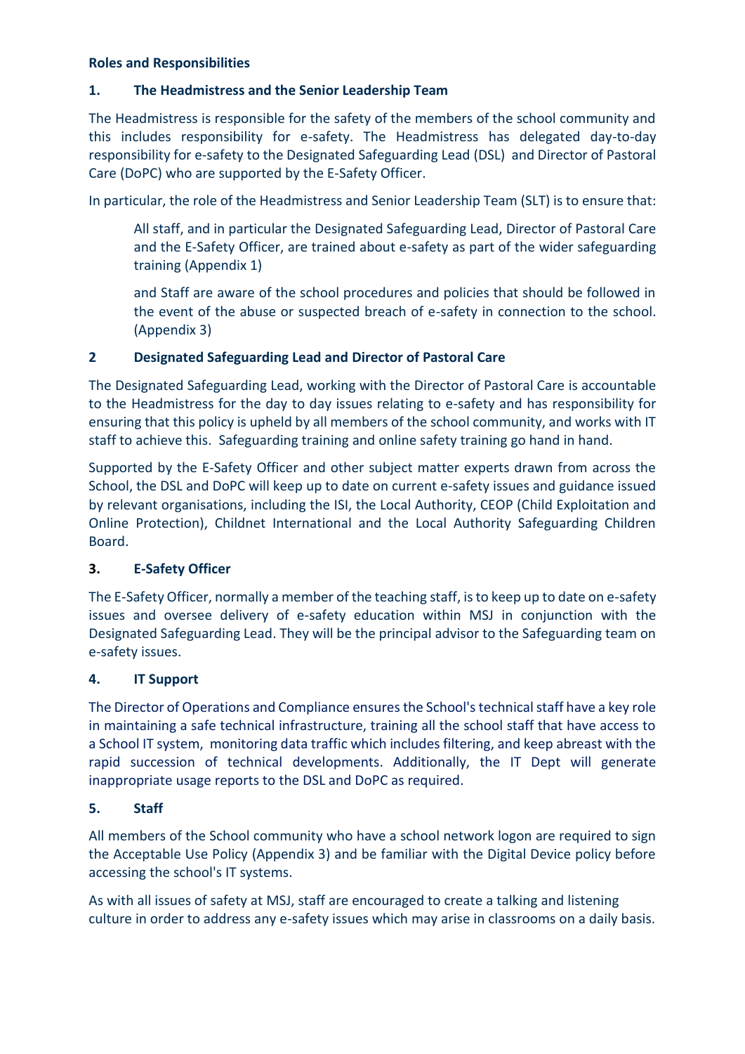**Roles and Responsibilities**

**1. The Headmistress and the Senior Leadership Team**

The Headmistress is responsible for the safety of the members of the school community and this includes responsibility for e-safety. The Headmistress has delegated day-to-day responsibility for e-safety to the Designated Safeguarding Lead (DSL) and Director of Pastoral Care (DoPC) who are supported by the E-Safety Officer.

In particular, the role of the Headmistress and Senior Leadership Team (SLT) is to ensure that:

> All staff, and in particular the Designated Safeguarding Lead, Director of Pastoral Care and the E-Safety Officer, are trained about e-safety as part of the wider safeguarding training (Appendix 1)
>
> and Staff are aware of the school procedures and policies that should be followed in the event of the abuse or suspected breach of e-safety in connection to the school. (Appendix 3)

**2 Designated Safeguarding Lead and Director of Pastoral Care**

The Designated Safeguarding Lead, working with the Director of Pastoral Care is accountable to the Headmistress for the day to day issues relating to e-safety and has responsibility for ensuring that this policy is upheld by all members of the school community, and works with IT staff to achieve this. Safeguarding training and online safety training go hand in hand.

Supported by the E-Safety Officer and other subject matter experts drawn from across the School, the DSL and DoPC will keep up to date on current e-safety issues and guidance issued by relevant organisations, including the ISI, the Local Authority, CEOP (Child Exploitation and Online Protection), Childnet International and the Local Authority Safeguarding Children Board.

**3. E-Safety Officer**

The E-Safety Officer, normally a member of the teaching staff, is to keep up to date on e-safety issues and oversee delivery of e-safety education within MSJ in conjunction with the Designated Safeguarding Lead. They will be the principal advisor to the Safeguarding team on e-safety issues.

**4. IT Support**

The Director of Operations and Compliance ensures the School's technical staff have a key role in maintaining a safe technical infrastructure, training all the school staff that have access to a School IT system, monitoring data traffic which includes filtering, and keep abreast with the rapid succession of technical developments. Additionally, the IT Dept will generate inappropriate usage reports to the DSL and DoPC as required.

**5. Staff**

All members of the School community who have a school network logon are required to sign the Acceptable Use Policy (Appendix 3) and be familiar with the Digital Device policy before accessing the school's IT systems.

As with all issues of safety at MSJ, staff are encouraged to create a talking and listening culture in order to address any e-safety issues which may arise in classrooms on a daily basis.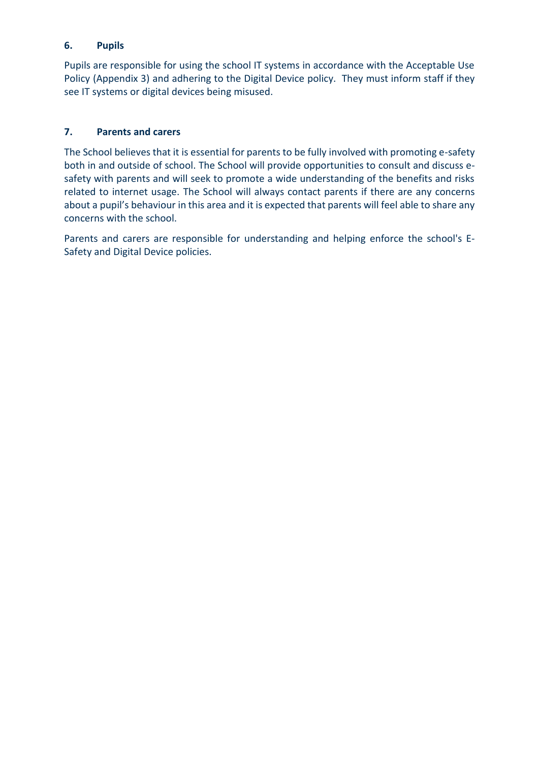## 6. Pupils

Pupils are responsible for using the school IT systems in accordance with the Acceptable Use Policy (Appendix 3) and adhering to the Digital Device policy. They must inform staff if they see IT systems or digital devices being misused.

## 7. Parents and carers

The School believes that it is essential for parents to be fully involved with promoting e-safety both in and outside of school. The School will provide opportunities to consult and discuss e-safety with parents and will seek to promote a wide understanding of the benefits and risks related to internet usage. The School will always contact parents if there are any concerns about a pupil's behaviour in this area and it is expected that parents will feel able to share any concerns with the school.

Parents and carers are responsible for understanding and helping enforce the school's E-Safety and Digital Device policies.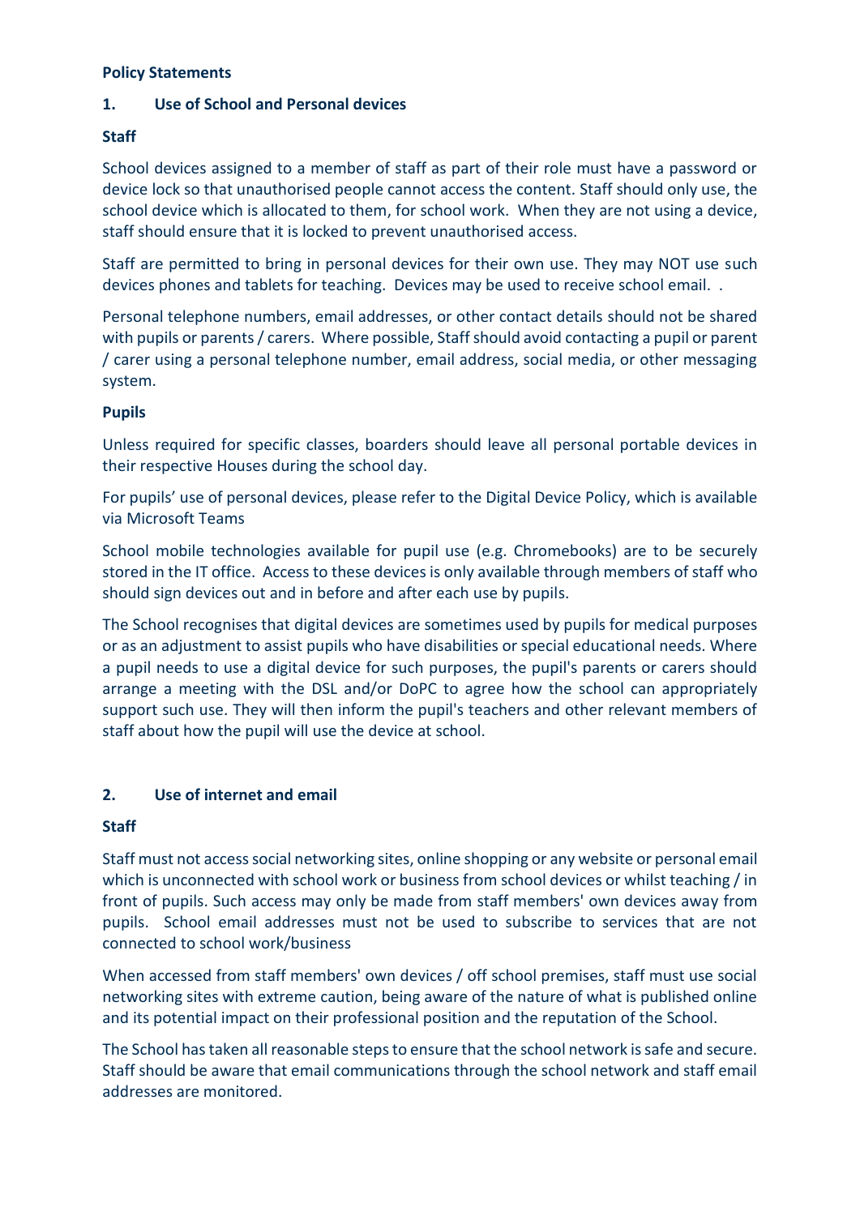**Policy Statements**

## 1. Use of School and Personal devices

**Staff**

School devices assigned to a member of staff as part of their role must have a password or device lock so that unauthorised people cannot access the content. Staff should only use, the school device which is allocated to them, for school work. When they are not using a device, staff should ensure that it is locked to prevent unauthorised access.

Staff are permitted to bring in personal devices for their own use. They may NOT use such devices phones and tablets for teaching. Devices may be used to receive school email. .

Personal telephone numbers, email addresses, or other contact details should not be shared with pupils or parents / carers. Where possible, Staff should avoid contacting a pupil or parent / carer using a personal telephone number, email address, social media, or other messaging system.

**Pupils**

Unless required for specific classes, boarders should leave all personal portable devices in their respective Houses during the school day.

For pupils' use of personal devices, please refer to the Digital Device Policy, which is available via Microsoft Teams

School mobile technologies available for pupil use (e.g. Chromebooks) are to be securely stored in the IT office. Access to these devices is only available through members of staff who should sign devices out and in before and after each use by pupils.

The School recognises that digital devices are sometimes used by pupils for medical purposes or as an adjustment to assist pupils who have disabilities or special educational needs. Where a pupil needs to use a digital device for such purposes, the pupil's parents or carers should arrange a meeting with the DSL and/or DoPC to agree how the school can appropriately support such use. They will then inform the pupil's teachers and other relevant members of staff about how the pupil will use the device at school.

## 2. Use of internet and email

**Staff**

Staff must not access social networking sites, online shopping or any website or personal email which is unconnected with school work or business from school devices or whilst teaching / in front of pupils. Such access may only be made from staff members' own devices away from pupils. School email addresses must not be used to subscribe to services that are not connected to school work/business

When accessed from staff members' own devices / off school premises, staff must use social networking sites with extreme caution, being aware of the nature of what is published online and its potential impact on their professional position and the reputation of the School.

The School has taken all reasonable steps to ensure that the school network is safe and secure. Staff should be aware that email communications through the school network and staff email addresses are monitored.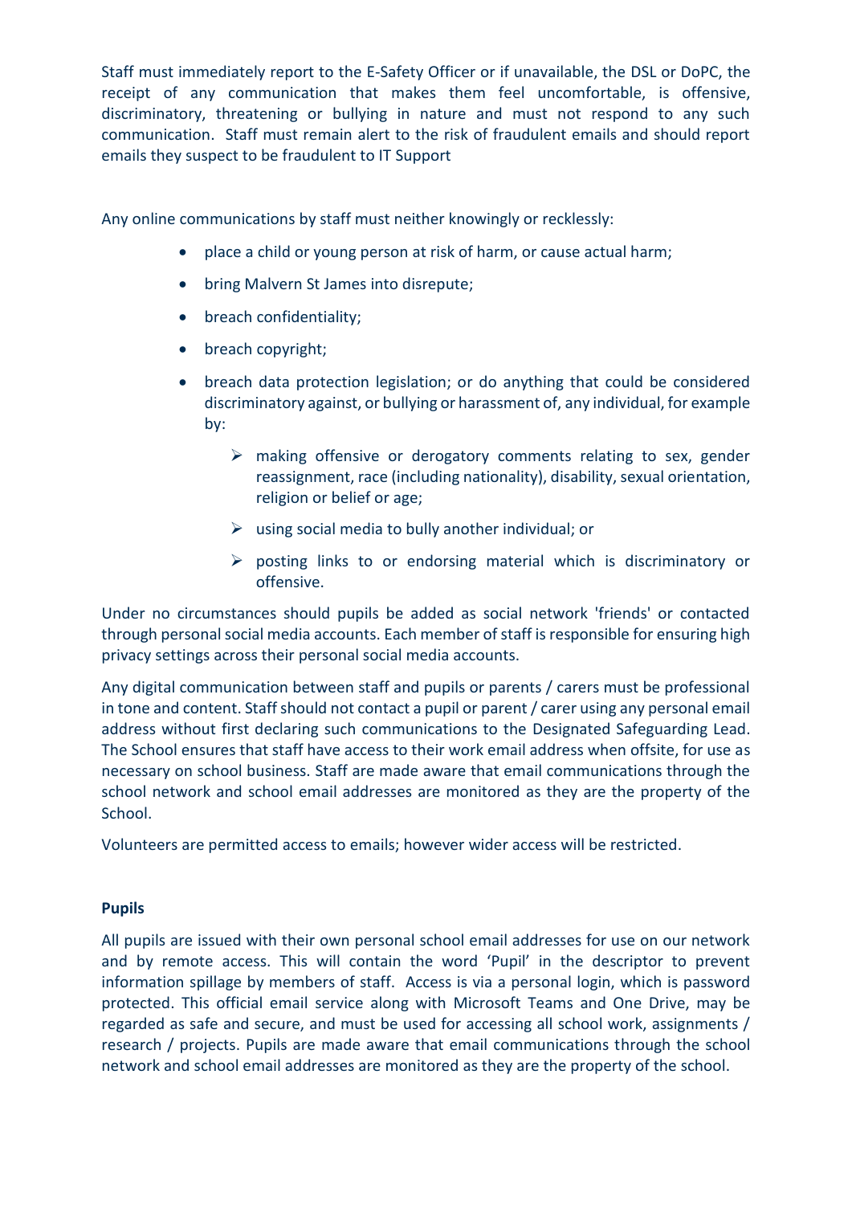Staff must immediately report to the E-Safety Officer or if unavailable, the DSL or DoPC, the receipt of any communication that makes them feel uncomfortable, is offensive, discriminatory, threatening or bullying in nature and must not respond to any such communication. Staff must remain alert to the risk of fraudulent emails and should report emails they suspect to be fraudulent to IT Support

Any online communications by staff must neither knowingly or recklessly:

- place a child or young person at risk of harm, or cause actual harm;
- bring Malvern St James into disrepute;
- breach confidentiality;
- breach copyright;
- breach data protection legislation; or do anything that could be considered discriminatory against, or bullying or harassment of, any individual, for example by:
  - making offensive or derogatory comments relating to sex, gender reassignment, race (including nationality), disability, sexual orientation, religion or belief or age;
  - using social media to bully another individual; or
  - posting links to or endorsing material which is discriminatory or offensive.

Under no circumstances should pupils be added as social network 'friends' or contacted through personal social media accounts. Each member of staff is responsible for ensuring high privacy settings across their personal social media accounts.

Any digital communication between staff and pupils or parents / carers must be professional in tone and content. Staff should not contact a pupil or parent / carer using any personal email address without first declaring such communications to the Designated Safeguarding Lead. The School ensures that staff have access to their work email address when offsite, for use as necessary on school business. Staff are made aware that email communications through the school network and school email addresses are monitored as they are the property of the School.

Volunteers are permitted access to emails; however wider access will be restricted.

**Pupils**

All pupils are issued with their own personal school email addresses for use on our network and by remote access. This will contain the word 'Pupil' in the descriptor to prevent information spillage by members of staff. Access is via a personal login, which is password protected. This official email service along with Microsoft Teams and One Drive, may be regarded as safe and secure, and must be used for accessing all school work, assignments / research / projects. Pupils are made aware that email communications through the school network and school email addresses are monitored as they are the property of the school.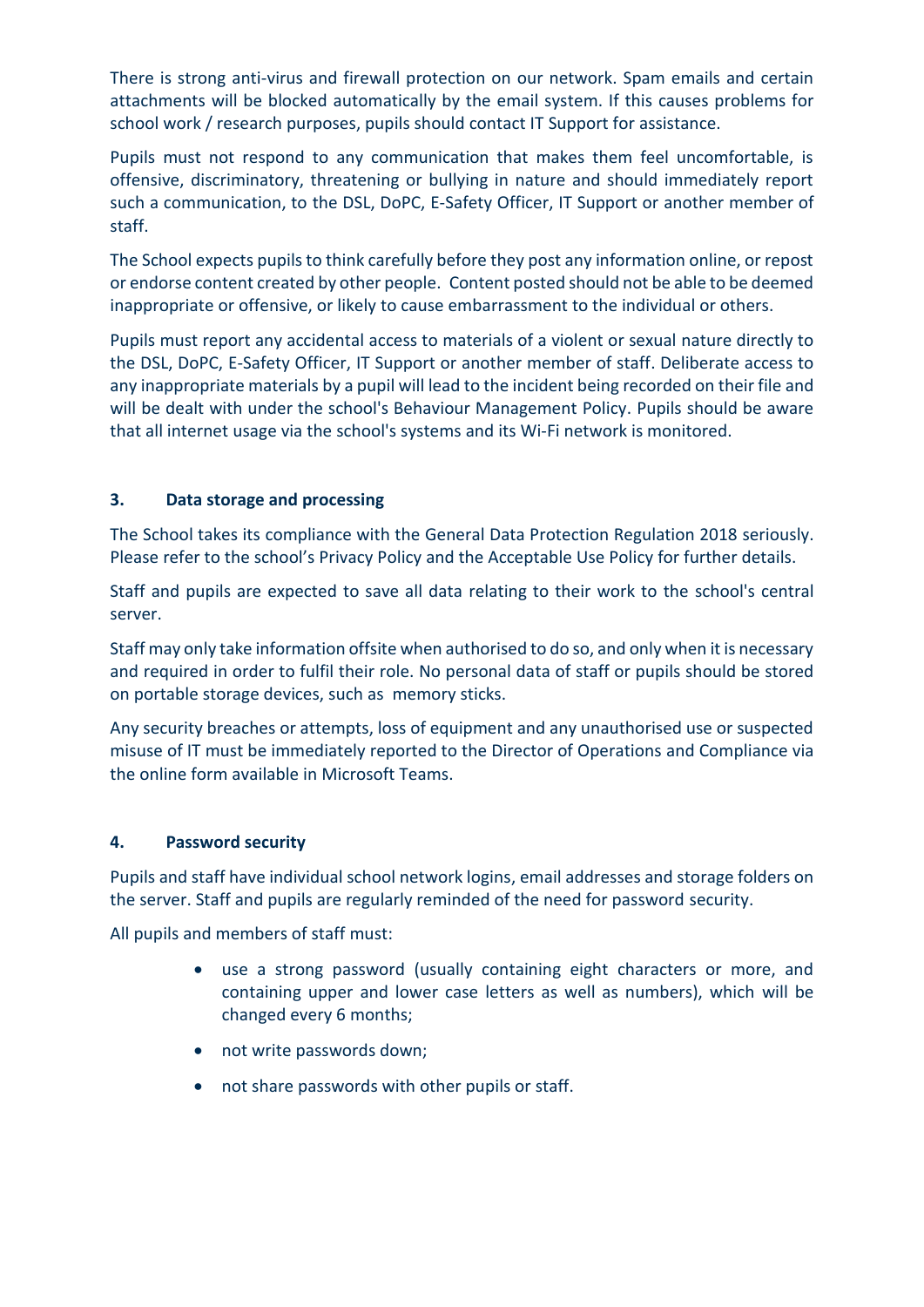There is strong anti-virus and firewall protection on our network. Spam emails and certain attachments will be blocked automatically by the email system. If this causes problems for school work / research purposes, pupils should contact IT Support for assistance.

Pupils must not respond to any communication that makes them feel uncomfortable, is offensive, discriminatory, threatening or bullying in nature and should immediately report such a communication, to the DSL, DoPC, E-Safety Officer, IT Support or another member of staff.

The School expects pupils to think carefully before they post any information online, or repost or endorse content created by other people. Content posted should not be able to be deemed inappropriate or offensive, or likely to cause embarrassment to the individual or others.

Pupils must report any accidental access to materials of a violent or sexual nature directly to the DSL, DoPC, E-Safety Officer, IT Support or another member of staff. Deliberate access to any inappropriate materials by a pupil will lead to the incident being recorded on their file and will be dealt with under the school's Behaviour Management Policy. Pupils should be aware that all internet usage via the school's systems and its Wi-Fi network is monitored.

### 3. Data storage and processing

The School takes its compliance with the General Data Protection Regulation 2018 seriously. Please refer to the school's Privacy Policy and the Acceptable Use Policy for further details.

Staff and pupils are expected to save all data relating to their work to the school's central server.

Staff may only take information offsite when authorised to do so, and only when it is necessary and required in order to fulfil their role. No personal data of staff or pupils should be stored on portable storage devices, such as memory sticks.

Any security breaches or attempts, loss of equipment and any unauthorised use or suspected misuse of IT must be immediately reported to the Director of Operations and Compliance via the online form available in Microsoft Teams.

### 4. Password security

Pupils and staff have individual school network logins, email addresses and storage folders on the server. Staff and pupils are regularly reminded of the need for password security.

All pupils and members of staff must:

- use a strong password (usually containing eight characters or more, and containing upper and lower case letters as well as numbers), which will be changed every 6 months;
- not write passwords down;
- not share passwords with other pupils or staff.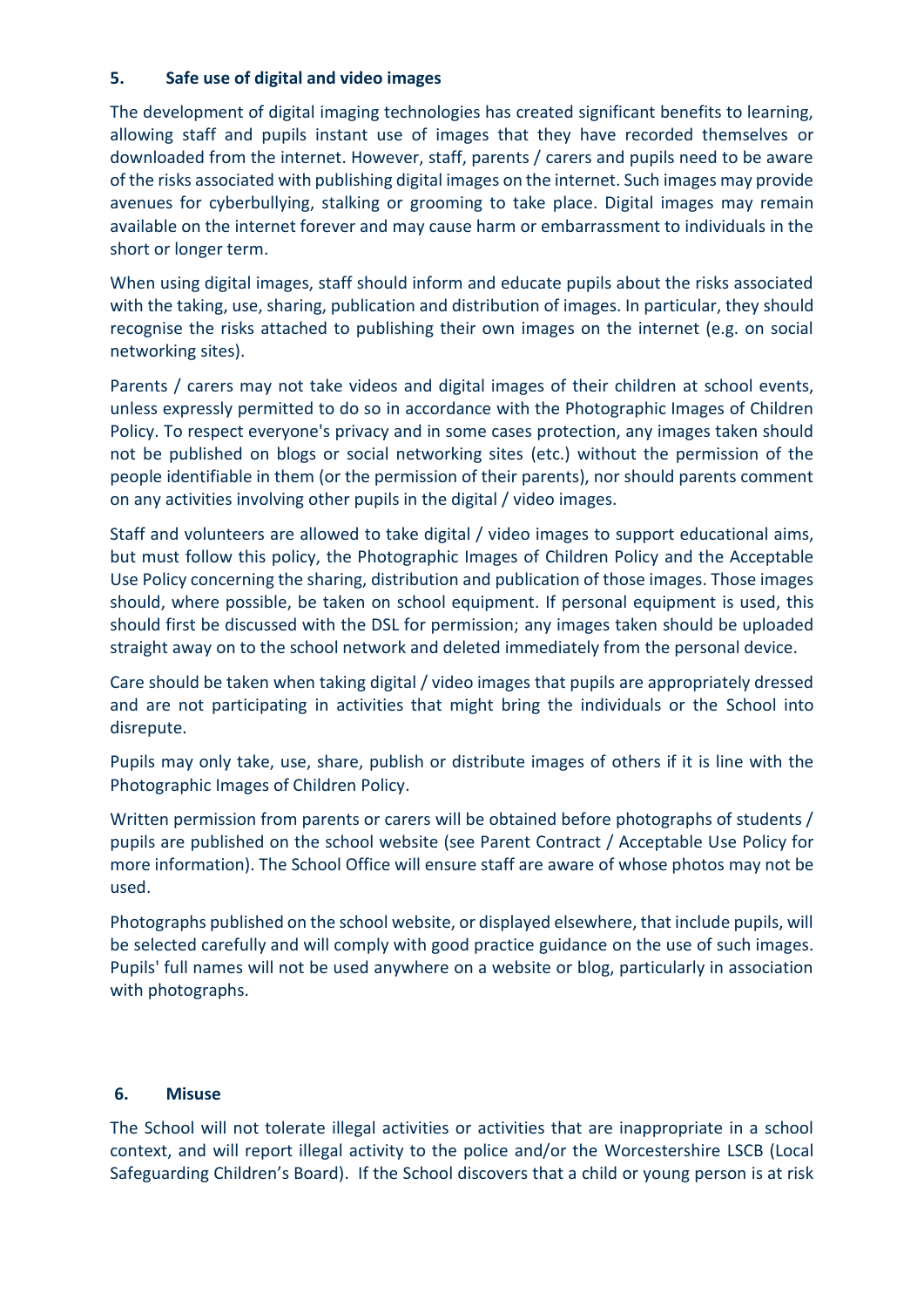## 5. Safe use of digital and video images

The development of digital imaging technologies has created significant benefits to learning, allowing staff and pupils instant use of images that they have recorded themselves or downloaded from the internet. However, staff, parents / carers and pupils need to be aware of the risks associated with publishing digital images on the internet. Such images may provide avenues for cyberbullying, stalking or grooming to take place. Digital images may remain available on the internet forever and may cause harm or embarrassment to individuals in the short or longer term.

When using digital images, staff should inform and educate pupils about the risks associated with the taking, use, sharing, publication and distribution of images. In particular, they should recognise the risks attached to publishing their own images on the internet (e.g. on social networking sites).

Parents / carers may not take videos and digital images of their children at school events, unless expressly permitted to do so in accordance with the Photographic Images of Children Policy. To respect everyone's privacy and in some cases protection, any images taken should not be published on blogs or social networking sites (etc.) without the permission of the people identifiable in them (or the permission of their parents), nor should parents comment on any activities involving other pupils in the digital / video images.

Staff and volunteers are allowed to take digital / video images to support educational aims, but must follow this policy, the Photographic Images of Children Policy and the Acceptable Use Policy concerning the sharing, distribution and publication of those images. Those images should, where possible, be taken on school equipment. If personal equipment is used, this should first be discussed with the DSL for permission; any images taken should be uploaded straight away on to the school network and deleted immediately from the personal device.

Care should be taken when taking digital / video images that pupils are appropriately dressed and are not participating in activities that might bring the individuals or the School into disrepute.

Pupils may only take, use, share, publish or distribute images of others if it is line with the Photographic Images of Children Policy.

Written permission from parents or carers will be obtained before photographs of students / pupils are published on the school website (see Parent Contract / Acceptable Use Policy for more information). The School Office will ensure staff are aware of whose photos may not be used.

Photographs published on the school website, or displayed elsewhere, that include pupils, will be selected carefully and will comply with good practice guidance on the use of such images. Pupils' full names will not be used anywhere on a website or blog, particularly in association with photographs.

## 6. Misuse

The School will not tolerate illegal activities or activities that are inappropriate in a school context, and will report illegal activity to the police and/or the Worcestershire LSCB (Local Safeguarding Children's Board). If the School discovers that a child or young person is at risk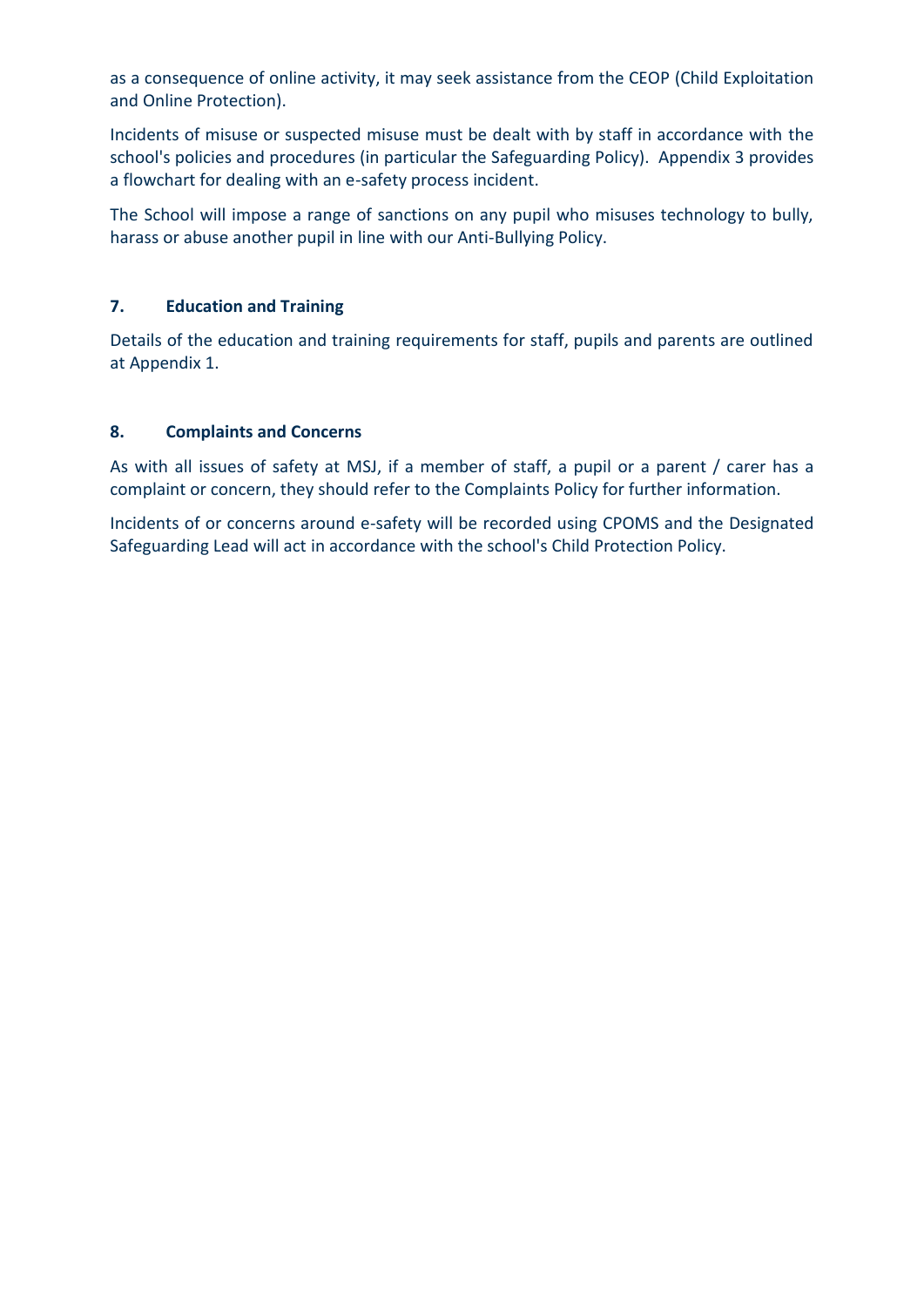as a consequence of online activity, it may seek assistance from the CEOP (Child Exploitation and Online Protection).

Incidents of misuse or suspected misuse must be dealt with by staff in accordance with the school's policies and procedures (in particular the Safeguarding Policy). Appendix 3 provides a flowchart for dealing with an e-safety process incident.

The School will impose a range of sanctions on any pupil who misuses technology to bully, harass or abuse another pupil in line with our Anti-Bullying Policy.

## 7. Education and Training

Details of the education and training requirements for staff, pupils and parents are outlined at Appendix 1.

## 8. Complaints and Concerns

As with all issues of safety at MSJ, if a member of staff, a pupil or a parent / carer has a complaint or concern, they should refer to the Complaints Policy for further information.

Incidents of or concerns around e-safety will be recorded using CPOMS and the Designated Safeguarding Lead will act in accordance with the school's Child Protection Policy.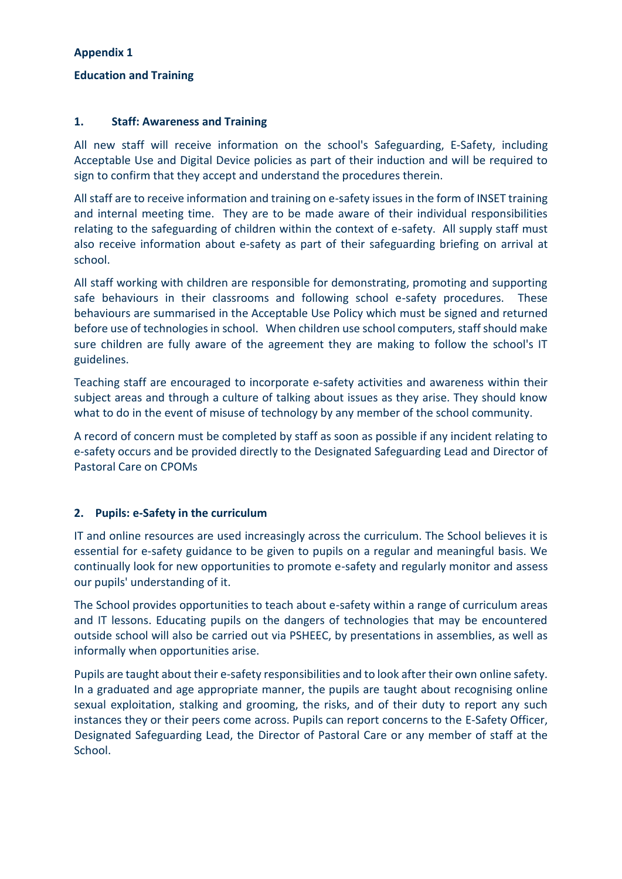**Appendix 1**

**Education and Training**

### 1. Staff: Awareness and Training

All new staff will receive information on the school's Safeguarding, E-Safety, including Acceptable Use and Digital Device policies as part of their induction and will be required to sign to confirm that they accept and understand the procedures therein.

All staff are to receive information and training on e-safety issues in the form of INSET training and internal meeting time. They are to be made aware of their individual responsibilities relating to the safeguarding of children within the context of e-safety. All supply staff must also receive information about e-safety as part of their safeguarding briefing on arrival at school.

All staff working with children are responsible for demonstrating, promoting and supporting safe behaviours in their classrooms and following school e-safety procedures. These behaviours are summarised in the Acceptable Use Policy which must be signed and returned before use of technologies in school. When children use school computers, staff should make sure children are fully aware of the agreement they are making to follow the school's IT guidelines.

Teaching staff are encouraged to incorporate e-safety activities and awareness within their subject areas and through a culture of talking about issues as they arise. They should know what to do in the event of misuse of technology by any member of the school community.

A record of concern must be completed by staff as soon as possible if any incident relating to e-safety occurs and be provided directly to the Designated Safeguarding Lead and Director of Pastoral Care on CPOMs

### 2. Pupils: e-Safety in the curriculum

IT and online resources are used increasingly across the curriculum. The School believes it is essential for e-safety guidance to be given to pupils on a regular and meaningful basis. We continually look for new opportunities to promote e-safety and regularly monitor and assess our pupils' understanding of it.

The School provides opportunities to teach about e-safety within a range of curriculum areas and IT lessons. Educating pupils on the dangers of technologies that may be encountered outside school will also be carried out via PSHEEC, by presentations in assemblies, as well as informally when opportunities arise.

Pupils are taught about their e-safety responsibilities and to look after their own online safety. In a graduated and age appropriate manner, the pupils are taught about recognising online sexual exploitation, stalking and grooming, the risks, and of their duty to report any such instances they or their peers come across. Pupils can report concerns to the E-Safety Officer, Designated Safeguarding Lead, the Director of Pastoral Care or any member of staff at the School.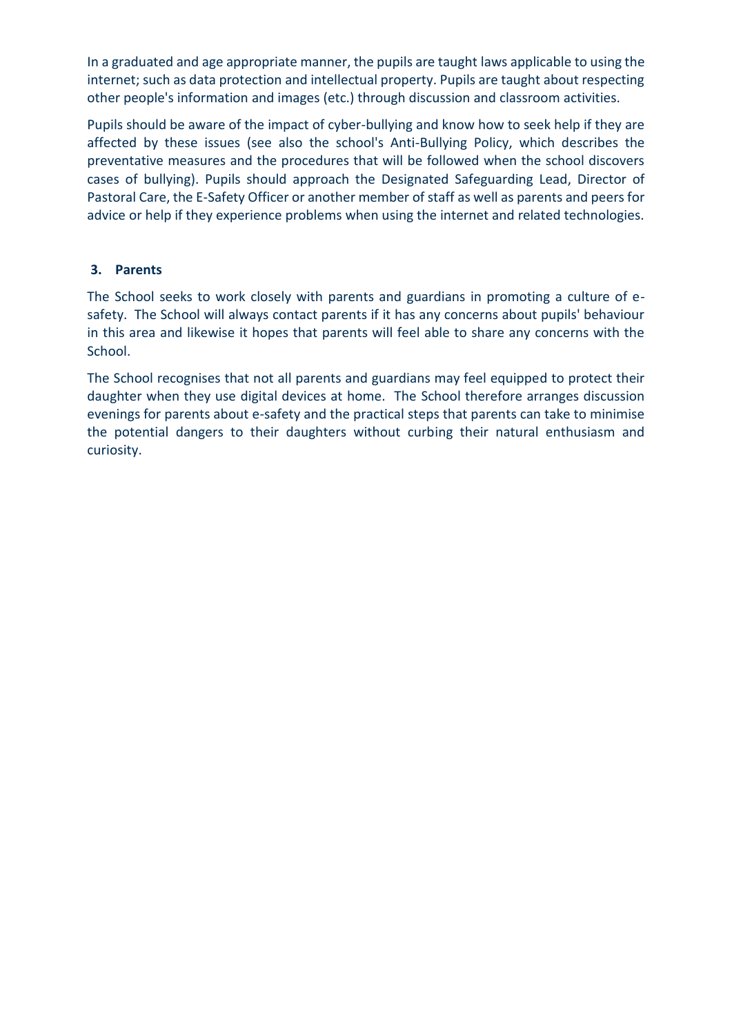In a graduated and age appropriate manner, the pupils are taught laws applicable to using the internet; such as data protection and intellectual property. Pupils are taught about respecting other people's information and images (etc.) through discussion and classroom activities.

Pupils should be aware of the impact of cyber-bullying and know how to seek help if they are affected by these issues (see also the school's Anti-Bullying Policy, which describes the preventative measures and the procedures that will be followed when the school discovers cases of bullying). Pupils should approach the Designated Safeguarding Lead, Director of Pastoral Care, the E-Safety Officer or another member of staff as well as parents and peers for advice or help if they experience problems when using the internet and related technologies.

### 3. Parents

The School seeks to work closely with parents and guardians in promoting a culture of e-safety. The School will always contact parents if it has any concerns about pupils' behaviour in this area and likewise it hopes that parents will feel able to share any concerns with the School.

The School recognises that not all parents and guardians may feel equipped to protect their daughter when they use digital devices at home. The School therefore arranges discussion evenings for parents about e-safety and the practical steps that parents can take to minimise the potential dangers to their daughters without curbing their natural enthusiasm and curiosity.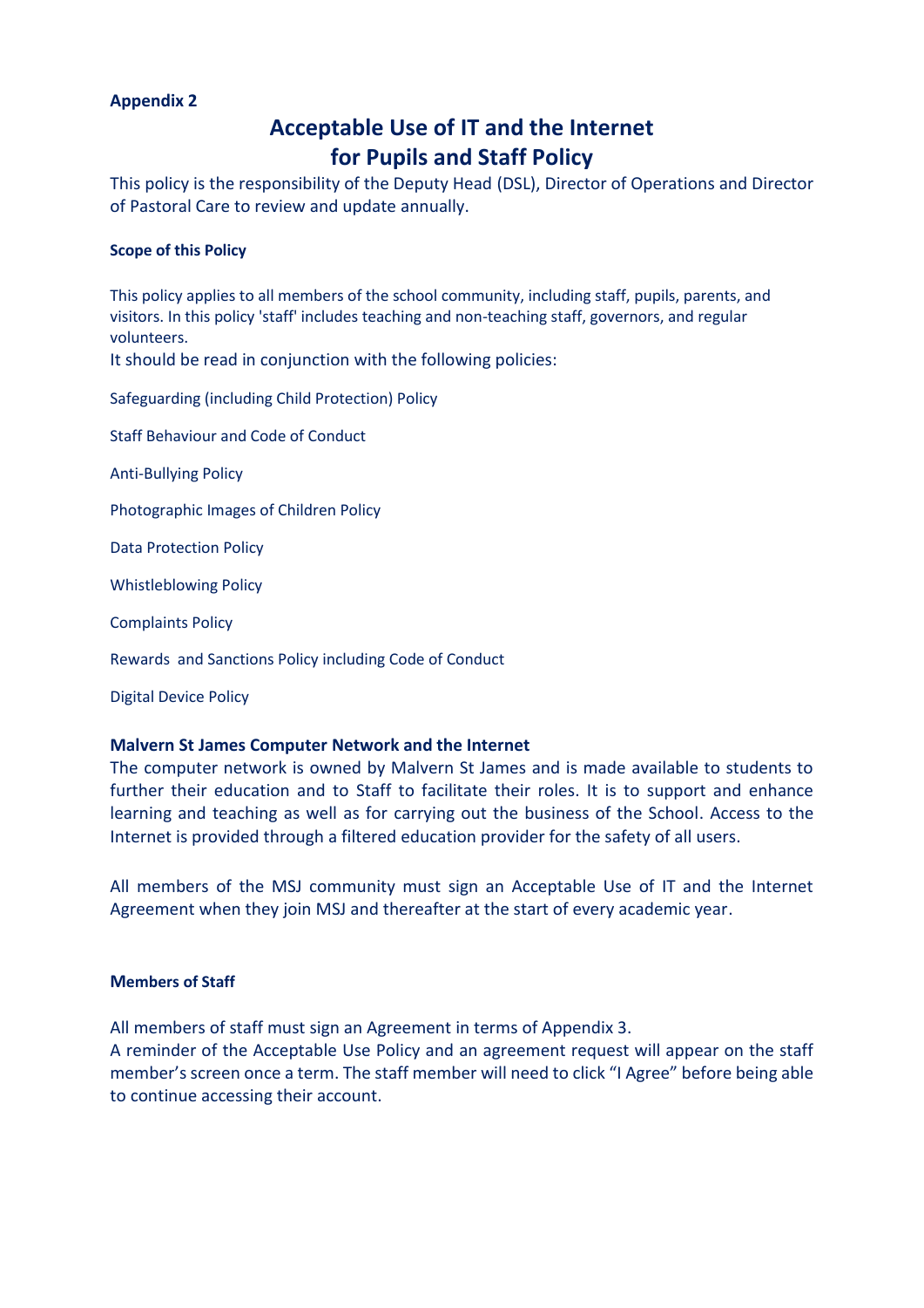**Appendix 2**

# Acceptable Use of IT and the Internet for Pupils and Staff Policy

This policy is the responsibility of the Deputy Head (DSL), Director of Operations and Director of Pastoral Care to review and update annually.

### Scope of this Policy

This policy applies to all members of the school community, including staff, pupils, parents, and visitors. In this policy 'staff' includes teaching and non-teaching staff, governors, and regular volunteers.

It should be read in conjunction with the following policies:

Safeguarding (including Child Protection) Policy

Staff Behaviour and Code of Conduct

Anti-Bullying Policy

Photographic Images of Children Policy

Data Protection Policy

Whistleblowing Policy

Complaints Policy

Rewards and Sanctions Policy including Code of Conduct

Digital Device Policy

### Malvern St James Computer Network and the Internet

The computer network is owned by Malvern St James and is made available to students to further their education and to Staff to facilitate their roles. It is to support and enhance learning and teaching as well as for carrying out the business of the School. Access to the Internet is provided through a filtered education provider for the safety of all users.

All members of the MSJ community must sign an Acceptable Use of IT and the Internet Agreement when they join MSJ and thereafter at the start of every academic year.

### Members of Staff

All members of staff must sign an Agreement in terms of Appendix 3.

A reminder of the Acceptable Use Policy and an agreement request will appear on the staff member's screen once a term. The staff member will need to click "I Agree" before being able to continue accessing their account.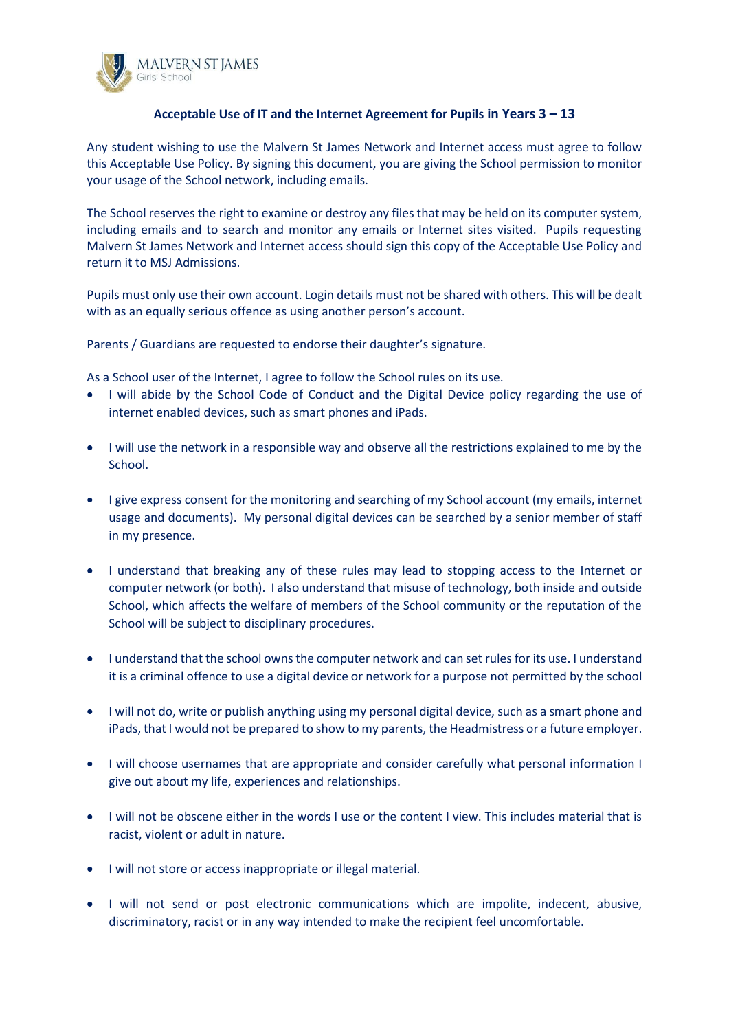## Acceptable Use of IT and the Internet Agreement for Pupils in Years 3 – 13

Any student wishing to use the Malvern St James Network and Internet access must agree to follow this Acceptable Use Policy. By signing this document, you are giving the School permission to monitor your usage of the School network, including emails.

The School reserves the right to examine or destroy any files that may be held on its computer system, including emails and to search and monitor any emails or Internet sites visited. Pupils requesting Malvern St James Network and Internet access should sign this copy of the Acceptable Use Policy and return it to MSJ Admissions.

Pupils must only use their own account. Login details must not be shared with others. This will be dealt with as an equally serious offence as using another person's account.

Parents / Guardians are requested to endorse their daughter's signature.

As a School user of the Internet, I agree to follow the School rules on its use.

- I will abide by the School Code of Conduct and the Digital Device policy regarding the use of internet enabled devices, such as smart phones and iPads.
- I will use the network in a responsible way and observe all the restrictions explained to me by the School.
- I give express consent for the monitoring and searching of my School account (my emails, internet usage and documents). My personal digital devices can be searched by a senior member of staff in my presence.
- I understand that breaking any of these rules may lead to stopping access to the Internet or computer network (or both). I also understand that misuse of technology, both inside and outside School, which affects the welfare of members of the School community or the reputation of the School will be subject to disciplinary procedures.
- I understand that the school owns the computer network and can set rules for its use. I understand it is a criminal offence to use a digital device or network for a purpose not permitted by the school
- I will not do, write or publish anything using my personal digital device, such as a smart phone and iPads, that I would not be prepared to show to my parents, the Headmistress or a future employer.
- I will choose usernames that are appropriate and consider carefully what personal information I give out about my life, experiences and relationships.
- I will not be obscene either in the words I use or the content I view. This includes material that is racist, violent or adult in nature.
- I will not store or access inappropriate or illegal material.
- I will not send or post electronic communications which are impolite, indecent, abusive, discriminatory, racist or in any way intended to make the recipient feel uncomfortable.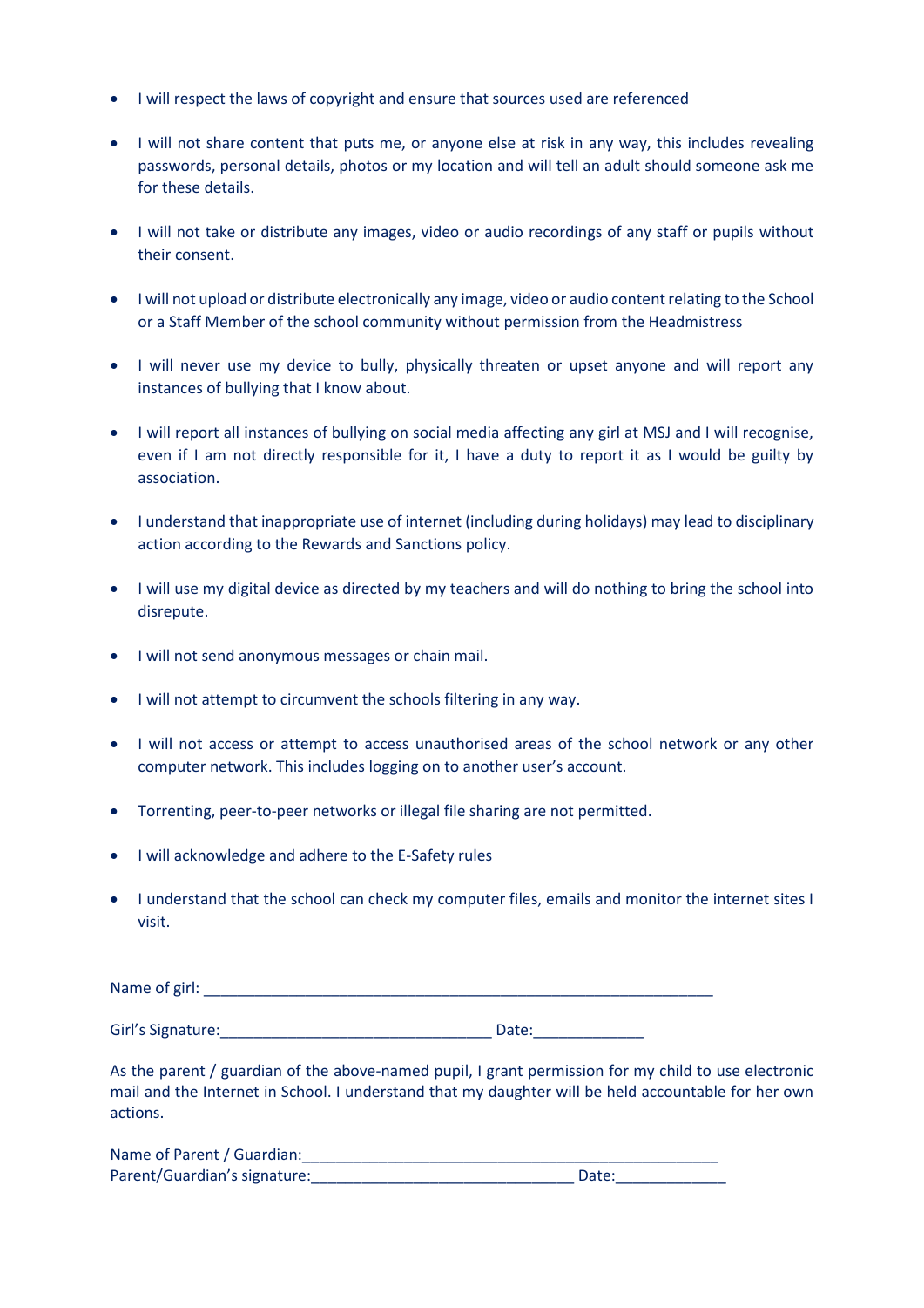- I will respect the laws of copyright and ensure that sources used are referenced
- I will not share content that puts me, or anyone else at risk in any way, this includes revealing passwords, personal details, photos or my location and will tell an adult should someone ask me for these details.
- I will not take or distribute any images, video or audio recordings of any staff or pupils without their consent.
- I will not upload or distribute electronically any image, video or audio content relating to the School or a Staff Member of the school community without permission from the Headmistress
- I will never use my device to bully, physically threaten or upset anyone and will report any instances of bullying that I know about.
- I will report all instances of bullying on social media affecting any girl at MSJ and I will recognise, even if I am not directly responsible for it, I have a duty to report it as I would be guilty by association.
- I understand that inappropriate use of internet (including during holidays) may lead to disciplinary action according to the Rewards and Sanctions policy.
- I will use my digital device as directed by my teachers and will do nothing to bring the school into disrepute.
- I will not send anonymous messages or chain mail.
- I will not attempt to circumvent the schools filtering in any way.
- I will not access or attempt to access unauthorised areas of the school network or any other computer network. This includes logging on to another user's account.
- Torrenting, peer-to-peer networks or illegal file sharing are not permitted.
- I will acknowledge and adhere to the E-Safety rules
- I understand that the school can check my computer files, emails and monitor the internet sites I visit.

Name of girl: _______________________________________________________________

Girl's Signature:________________________________ Date:_____________

As the parent / guardian of the above-named pupil, I grant permission for my child to use electronic mail and the Internet in School. I understand that my daughter will be held accountable for her own actions.

Name of Parent / Guardian:__________________________________________________

Parent/Guardian's signature:_______________________________ Date:_____________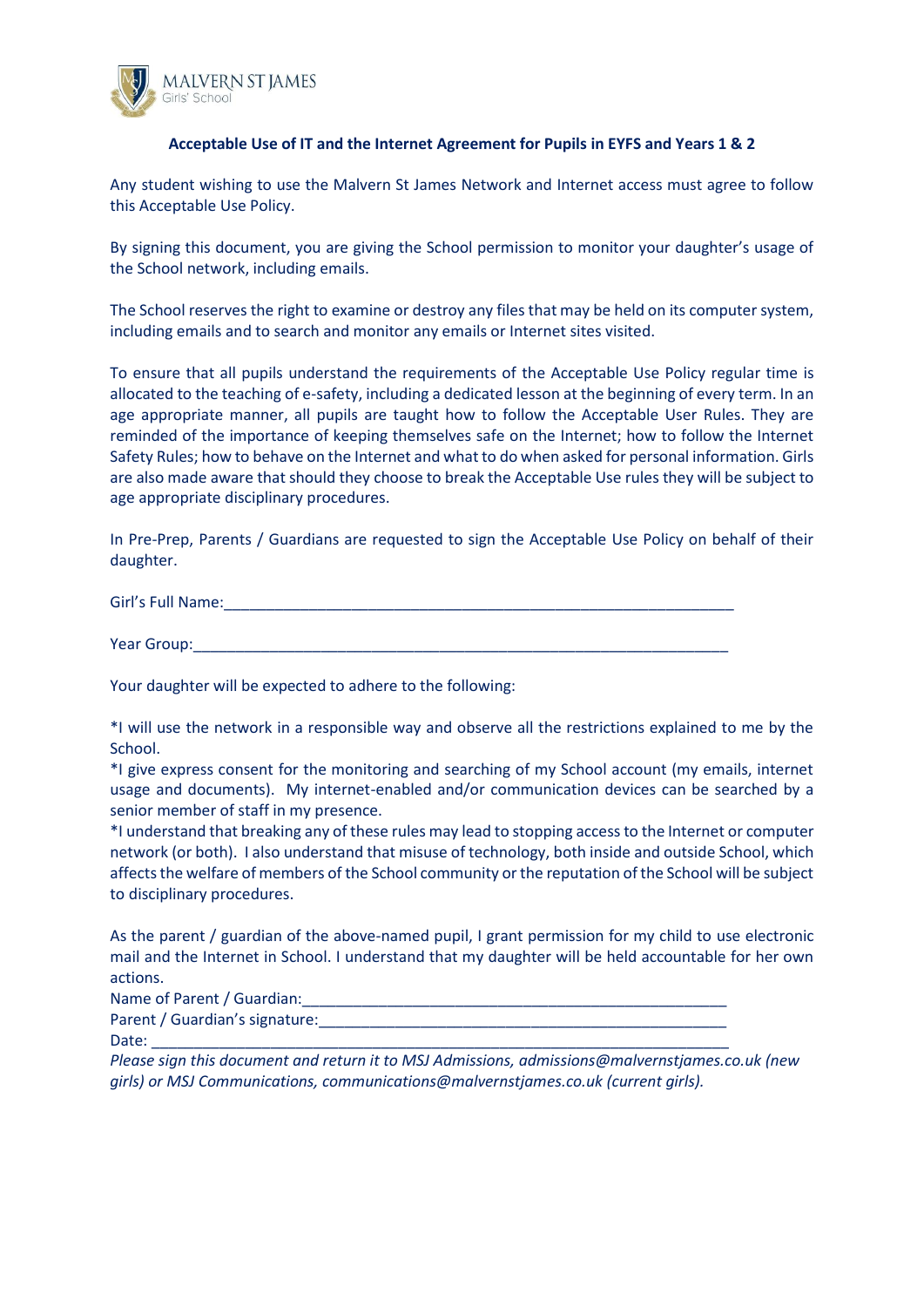MALVERN ST JAMES
Girls' School

**Acceptable Use of IT and the Internet Agreement for Pupils in EYFS and Years 1 & 2**

Any student wishing to use the Malvern St James Network and Internet access must agree to follow this Acceptable Use Policy.

By signing this document, you are giving the School permission to monitor your daughter's usage of the School network, including emails.

The School reserves the right to examine or destroy any files that may be held on its computer system, including emails and to search and monitor any emails or Internet sites visited.

To ensure that all pupils understand the requirements of the Acceptable Use Policy regular time is allocated to the teaching of e-safety, including a dedicated lesson at the beginning of every term. In an age appropriate manner, all pupils are taught how to follow the Acceptable User Rules. They are reminded of the importance of keeping themselves safe on the Internet; how to follow the Internet Safety Rules; how to behave on the Internet and what to do when asked for personal information. Girls are also made aware that should they choose to break the Acceptable Use rules they will be subject to age appropriate disciplinary procedures.

In Pre-Prep, Parents / Guardians are requested to sign the Acceptable Use Policy on behalf of their daughter.

Girl's Full Name:_______________________________________________________________

Year Group:_____________________________________________________________________

Your daughter will be expected to adhere to the following:

*I will use the network in a responsible way and observe all the restrictions explained to me by the School.
*I give express consent for the monitoring and searching of my School account (my emails, internet usage and documents). My internet-enabled and/or communication devices can be searched by a senior member of staff in my presence.
*I understand that breaking any of these rules may lead to stopping access to the Internet or computer network (or both). I also understand that misuse of technology, both inside and outside School, which affects the welfare of members of the School community or the reputation of the School will be subject to disciplinary procedures.

As the parent / guardian of the above-named pupil, I grant permission for my child to use electronic mail and the Internet in School. I understand that my daughter will be held accountable for her own actions.
Name of Parent / Guardian:_____________________________________________________
Parent / Guardian's signature:__________________________________________________
Date: _______________________________________________________________________
*Please sign this document and return it to MSJ Admissions, admissions@malvernstjames.co.uk (new girls) or MSJ Communications, communications@malvernstjames.co.uk (current girls).*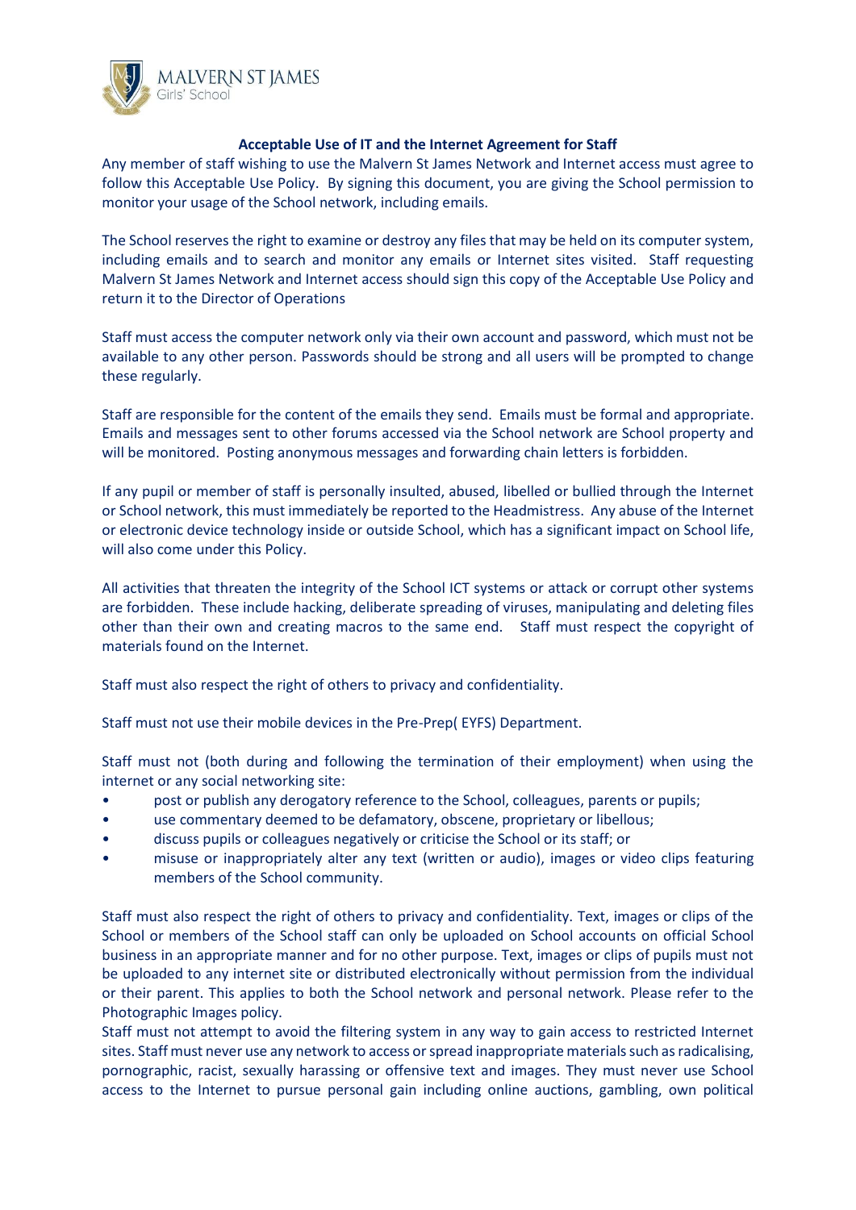**Acceptable Use of IT and the Internet Agreement for Staff**

Any member of staff wishing to use the Malvern St James Network and Internet access must agree to follow this Acceptable Use Policy. By signing this document, you are giving the School permission to monitor your usage of the School network, including emails.

The School reserves the right to examine or destroy any files that may be held on its computer system, including emails and to search and monitor any emails or Internet sites visited. Staff requesting Malvern St James Network and Internet access should sign this copy of the Acceptable Use Policy and return it to the Director of Operations

Staff must access the computer network only via their own account and password, which must not be available to any other person. Passwords should be strong and all users will be prompted to change these regularly.

Staff are responsible for the content of the emails they send. Emails must be formal and appropriate. Emails and messages sent to other forums accessed via the School network are School property and will be monitored. Posting anonymous messages and forwarding chain letters is forbidden.

If any pupil or member of staff is personally insulted, abused, libelled or bullied through the Internet or School network, this must immediately be reported to the Headmistress. Any abuse of the Internet or electronic device technology inside or outside School, which has a significant impact on School life, will also come under this Policy.

All activities that threaten the integrity of the School ICT systems or attack or corrupt other systems are forbidden. These include hacking, deliberate spreading of viruses, manipulating and deleting files other than their own and creating macros to the same end. Staff must respect the copyright of materials found on the Internet.

Staff must also respect the right of others to privacy and confidentiality.

Staff must not use their mobile devices in the Pre-Prep( EYFS) Department.

Staff must not (both during and following the termination of their employment) when using the internet or any social networking site:

- post or publish any derogatory reference to the School, colleagues, parents or pupils;
- use commentary deemed to be defamatory, obscene, proprietary or libellous;
- discuss pupils or colleagues negatively or criticise the School or its staff; or
- misuse or inappropriately alter any text (written or audio), images or video clips featuring members of the School community.

Staff must also respect the right of others to privacy and confidentiality. Text, images or clips of the School or members of the School staff can only be uploaded on School accounts on official School business in an appropriate manner and for no other purpose. Text, images or clips of pupils must not be uploaded to any internet site or distributed electronically without permission from the individual or their parent. This applies to both the School network and personal network. Please refer to the Photographic Images policy.

Staff must not attempt to avoid the filtering system in any way to gain access to restricted Internet sites. Staff must never use any network to access or spread inappropriate materials such as radicalising, pornographic, racist, sexually harassing or offensive text and images. They must never use School access to the Internet to pursue personal gain including online auctions, gambling, own political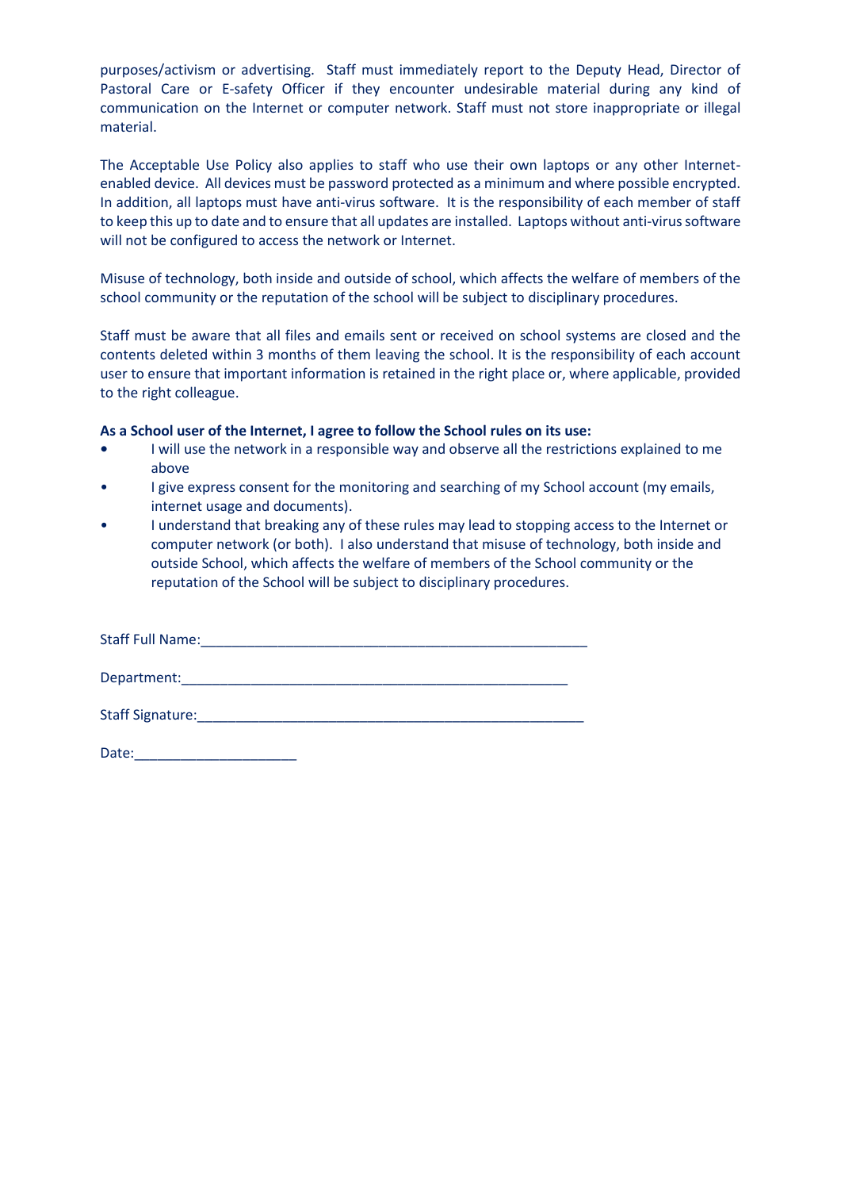purposes/activism or advertising. Staff must immediately report to the Deputy Head, Director of Pastoral Care or E-safety Officer if they encounter undesirable material during any kind of communication on the Internet or computer network. Staff must not store inappropriate or illegal material.

The Acceptable Use Policy also applies to staff who use their own laptops or any other Internet-enabled device. All devices must be password protected as a minimum and where possible encrypted. In addition, all laptops must have anti-virus software. It is the responsibility of each member of staff to keep this up to date and to ensure that all updates are installed. Laptops without anti-virus software will not be configured to access the network or Internet.

Misuse of technology, both inside and outside of school, which affects the welfare of members of the school community or the reputation of the school will be subject to disciplinary procedures.

Staff must be aware that all files and emails sent or received on school systems are closed and the contents deleted within 3 months of them leaving the school. It is the responsibility of each account user to ensure that important information is retained in the right place or, where applicable, provided to the right colleague.

**As a School user of the Internet, I agree to follow the School rules on its use:**

- I will use the network in a responsible way and observe all the restrictions explained to me above
- I give express consent for the monitoring and searching of my School account (my emails, internet usage and documents).
- I understand that breaking any of these rules may lead to stopping access to the Internet or computer network (or both). I also understand that misuse of technology, both inside and outside School, which affects the welfare of members of the School community or the reputation of the School will be subject to disciplinary procedures.

Staff Full Name:\_\_\_\_\_\_\_\_\_\_\_\_\_\_\_\_\_\_\_\_\_\_\_\_\_\_\_\_\_\_\_\_\_\_\_\_\_\_\_\_\_\_\_\_\_\_\_\_

Department:\_\_\_\_\_\_\_\_\_\_\_\_\_\_\_\_\_\_\_\_\_\_\_\_\_\_\_\_\_\_\_\_\_\_\_\_\_\_\_\_\_\_\_\_\_\_\_\_

Staff Signature:\_\_\_\_\_\_\_\_\_\_\_\_\_\_\_\_\_\_\_\_\_\_\_\_\_\_\_\_\_\_\_\_\_\_\_\_\_\_\_\_\_\_\_\_\_\_\_\_

Date:\_\_\_\_\_\_\_\_\_\_\_\_\_\_\_\_\_\_\_\_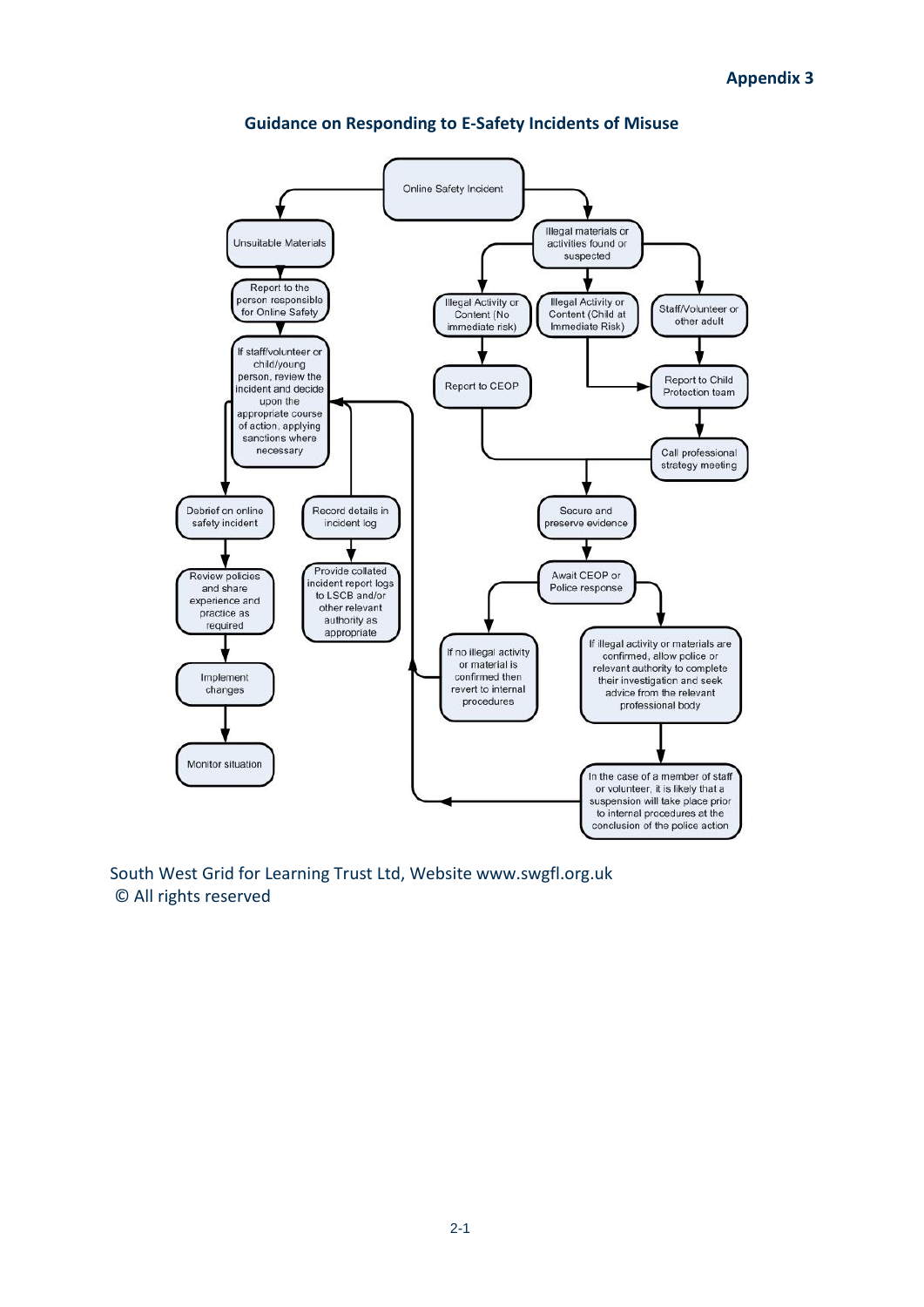**Appendix 3**

## Guidance on Responding to E-Safety Incidents of Misuse

Online Safety Incident

Unsuitable Materials

Report to the person responsible for Online Safety

If staff/volunteer or child/young person, review the incident and decide upon the appropriate course of action, applying sanctions where necessary

Debrief on online safety incident

Review policies and share experience and practice as required

Implement changes

Monitor situation

Record details in incident log

Provide collated incident report logs to LSCB and/or other relevant authority as appropriate

Illegal materials or activities found or suspected

Illegal Activity or Content (No immediate risk)

Illegal Activity or Content (Child at Immediate Risk)

Staff/Volunteer or other adult

Report to CEOP

Report to Child Protection team

Call professional strategy meeting

Secure and preserve evidence

Await CEOP or Police response

If no illegal activity or material is confirmed then revert to internal procedures

If illegal activity or materials are confirmed, allow police or relevant authority to complete their investigation and seek advice from the relevant professional body

In the case of a member of staff or volunteer, it is likely that a suspension will take place prior to internal procedures at the conclusion of the police action

South West Grid for Learning Trust Ltd, Website www.swgfl.org.uk
© All rights reserved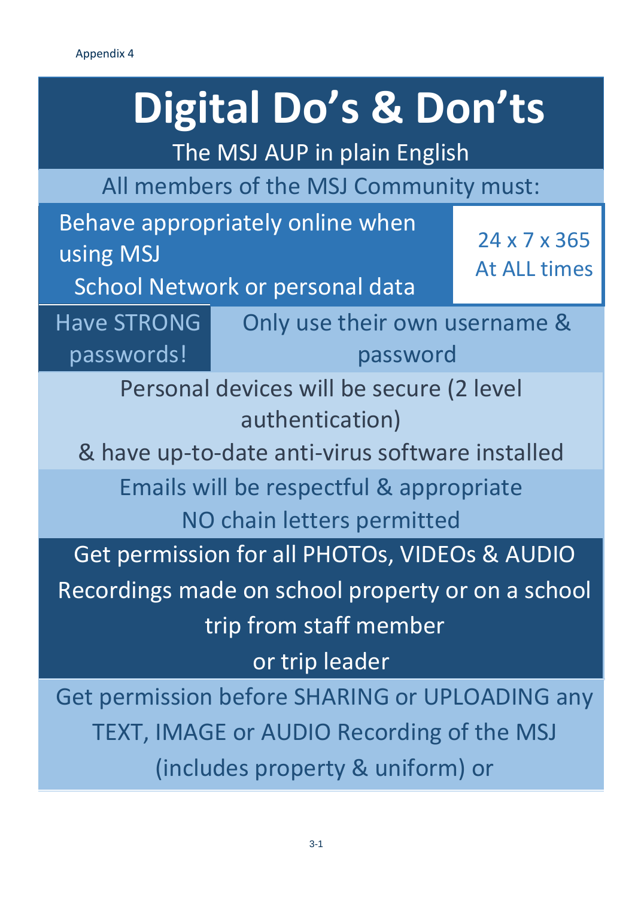Appendix 4

# Digital Do's & Don'ts

The MSJ AUP in plain English

All members of the MSJ Community must:

Behave appropriately online when using MSJ School Network or personal data

24 x 7 x 365
At ALL times

Have STRONG passwords!

Only use their own username & password

Personal devices will be secure (2 level authentication)
& have up-to-date anti-virus software installed

Emails will be respectful & appropriate
NO chain letters permitted

Get permission for all PHOTOs, VIDEOs & AUDIO Recordings made on school property or on a school trip from staff member or trip leader

Get permission before SHARING or UPLOADING any TEXT, IMAGE or AUDIO Recording of the MSJ (includes property & uniform) or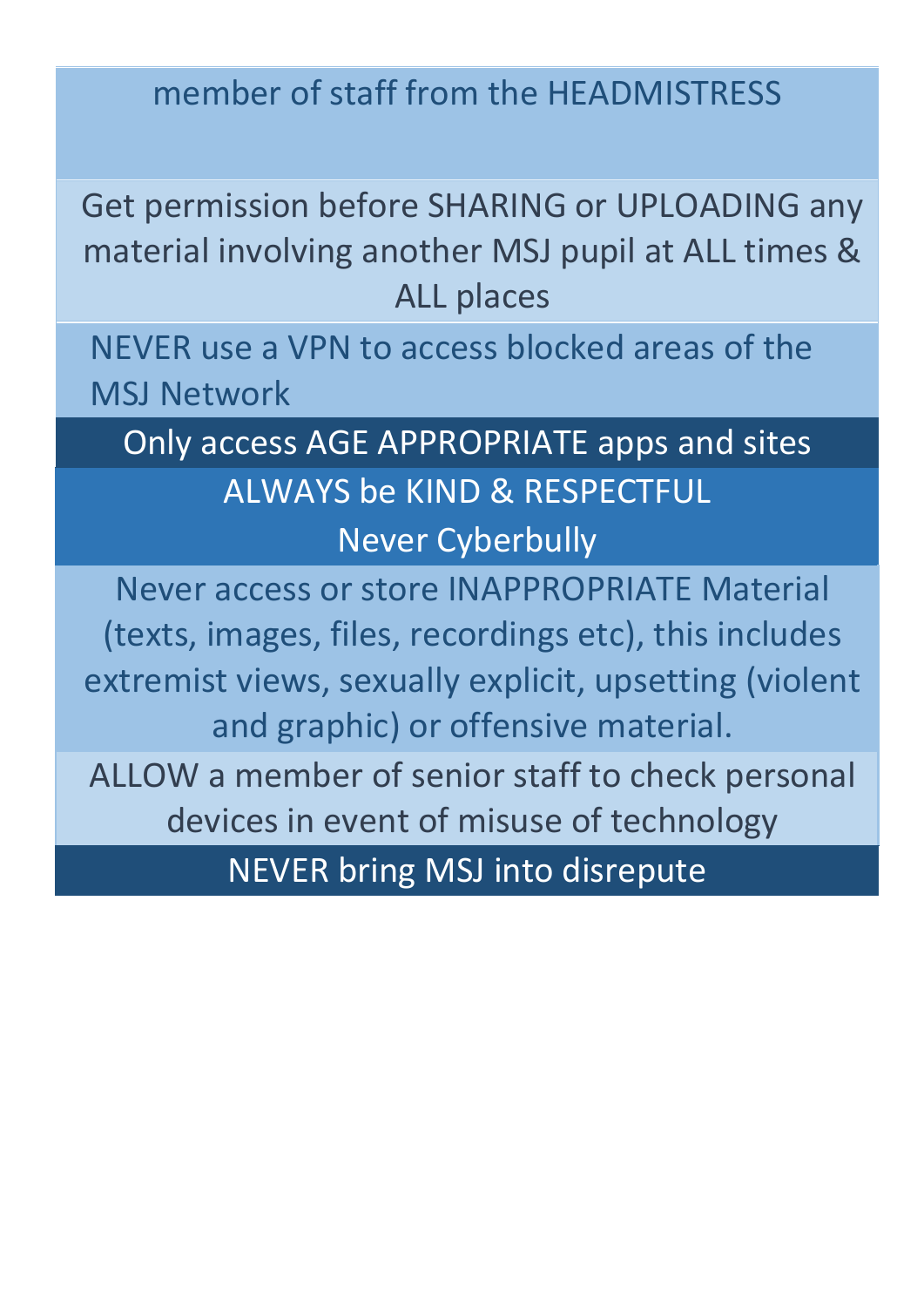member of staff from the HEADMISTRESS

Get permission before SHARING or UPLOADING any material involving another MSJ pupil at ALL times & ALL places

NEVER use a VPN to access blocked areas of the MSJ Network

Only access AGE APPROPRIATE apps and sites

ALWAYS be KIND & RESPECTFUL
Never Cyberbully

Never access or store INAPPROPRIATE Material (texts, images, files, recordings etc), this includes extremist views, sexually explicit, upsetting (violent and graphic) or offensive material.

ALLOW a member of senior staff to check personal devices in event of misuse of technology

NEVER bring MSJ into disrepute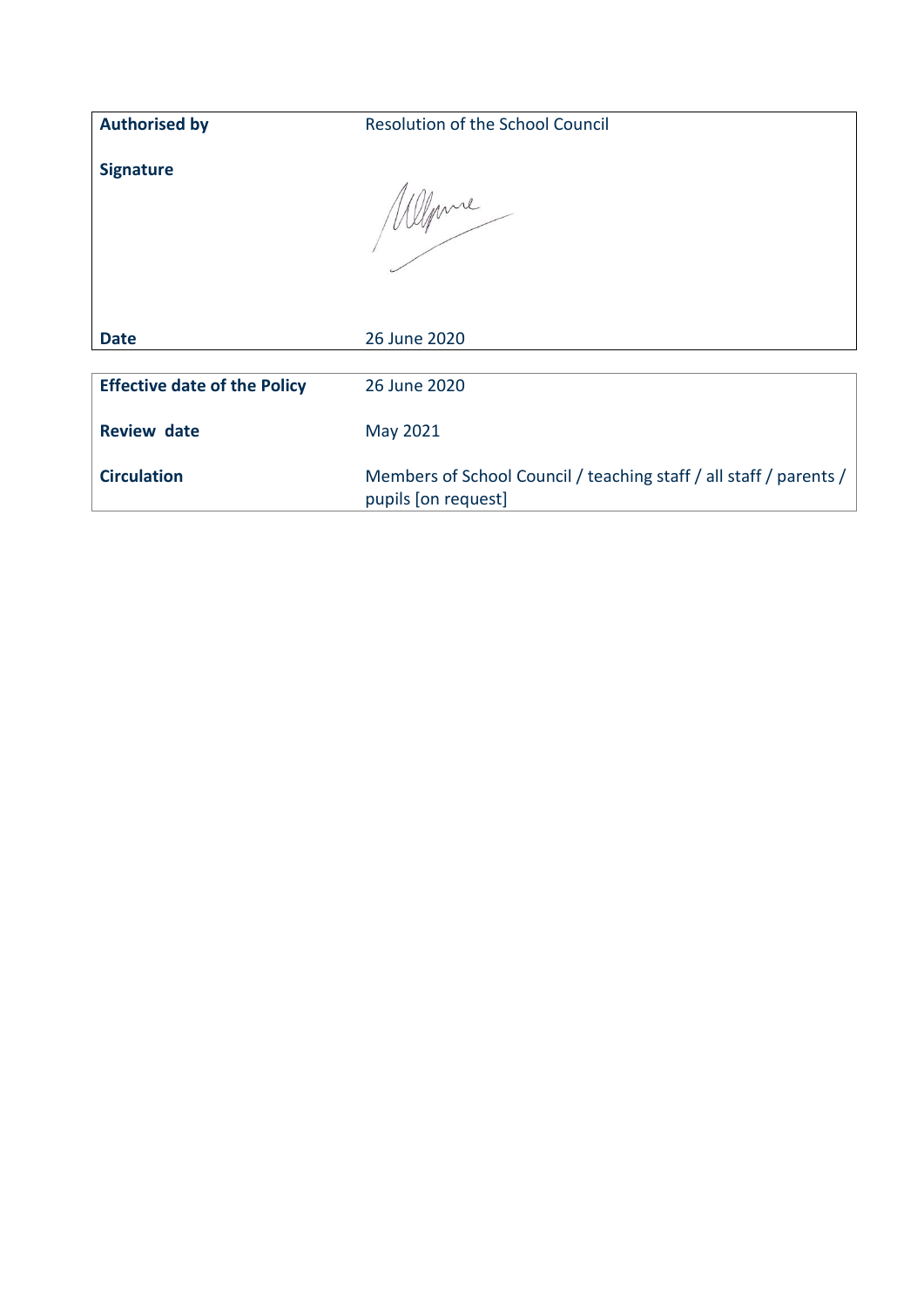| | |
|---|---|
| **Authorised by** | Resolution of the School Council |
| **Signature** | |
| **Date** | 26 June 2020 |

| | |
|---|---|
| **Effective date of the Policy** | 26 June 2020 |
| **Review date** | May 2021 |
| **Circulation** | Members of School Council / teaching staff / all staff / parents / pupils [on request] |